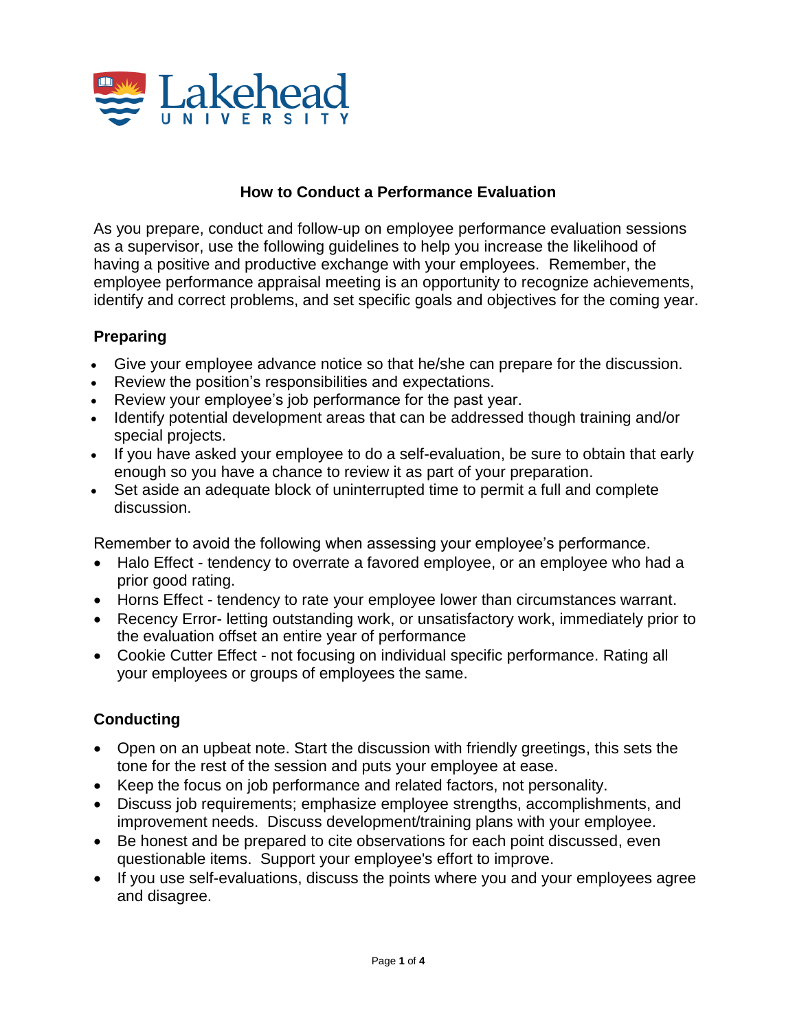Lakehead UNIVERSITY

# How to Conduct a Performance Evaluation

As you prepare, conduct and follow-up on employee performance evaluation sessions as a supervisor, use the following guidelines to help you increase the likelihood of having a positive and productive exchange with your employees. Remember, the employee performance appraisal meeting is an opportunity to recognize achievements, identify and correct problems, and set specific goals and objectives for the coming year.

## Preparing

- Give your employee advance notice so that he/she can prepare for the discussion.
- Review the position's responsibilities and expectations.
- Review your employee's job performance for the past year.
- Identify potential development areas that can be addressed though training and/or special projects.
- If you have asked your employee to do a self-evaluation, be sure to obtain that early enough so you have a chance to review it as part of your preparation.
- Set aside an adequate block of uninterrupted time to permit a full and complete discussion.

Remember to avoid the following when assessing your employee's performance.

- Halo Effect - tendency to overrate a favored employee, or an employee who had a prior good rating.
- Horns Effect - tendency to rate your employee lower than circumstances warrant.
- Recency Error- letting outstanding work, or unsatisfactory work, immediately prior to the evaluation offset an entire year of performance
- Cookie Cutter Effect - not focusing on individual specific performance. Rating all your employees or groups of employees the same.

## Conducting

- Open on an upbeat note. Start the discussion with friendly greetings, this sets the tone for the rest of the session and puts your employee at ease.
- Keep the focus on job performance and related factors, not personality.
- Discuss job requirements; emphasize employee strengths, accomplishments, and improvement needs. Discuss development/training plans with your employee.
- Be honest and be prepared to cite observations for each point discussed, even questionable items. Support your employee's effort to improve.
- If you use self-evaluations, discuss the points where you and your employees agree and disagree.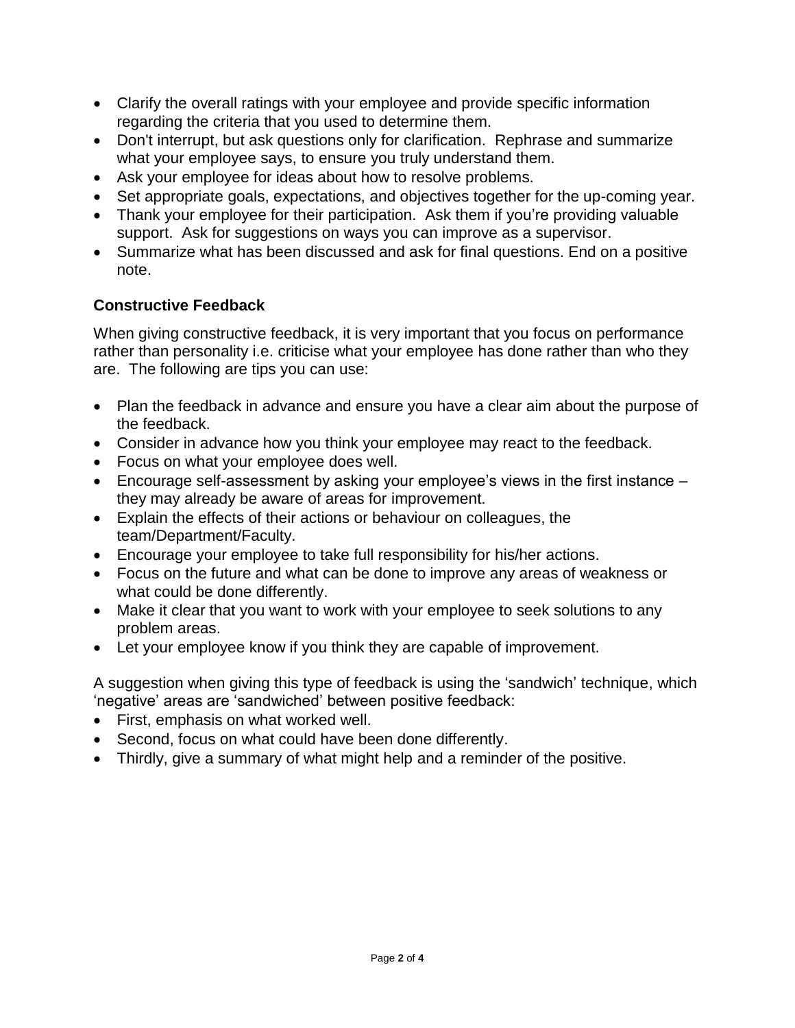- Clarify the overall ratings with your employee and provide specific information regarding the criteria that you used to determine them.
- Don't interrupt, but ask questions only for clarification. Rephrase and summarize what your employee says, to ensure you truly understand them.
- Ask your employee for ideas about how to resolve problems.
- Set appropriate goals, expectations, and objectives together for the up-coming year.
- Thank your employee for their participation. Ask them if you're providing valuable support. Ask for suggestions on ways you can improve as a supervisor.
- Summarize what has been discussed and ask for final questions. End on a positive note.

### Constructive Feedback

When giving constructive feedback, it is very important that you focus on performance rather than personality i.e. criticise what your employee has done rather than who they are. The following are tips you can use:

- Plan the feedback in advance and ensure you have a clear aim about the purpose of the feedback.
- Consider in advance how you think your employee may react to the feedback.
- Focus on what your employee does well.
- Encourage self-assessment by asking your employee's views in the first instance – they may already be aware of areas for improvement.
- Explain the effects of their actions or behaviour on colleagues, the team/Department/Faculty.
- Encourage your employee to take full responsibility for his/her actions.
- Focus on the future and what can be done to improve any areas of weakness or what could be done differently.
- Make it clear that you want to work with your employee to seek solutions to any problem areas.
- Let your employee know if you think they are capable of improvement.

A suggestion when giving this type of feedback is using the 'sandwich' technique, which 'negative' areas are 'sandwiched' between positive feedback:

- First, emphasis on what worked well.
- Second, focus on what could have been done differently.
- Thirdly, give a summary of what might help and a reminder of the positive.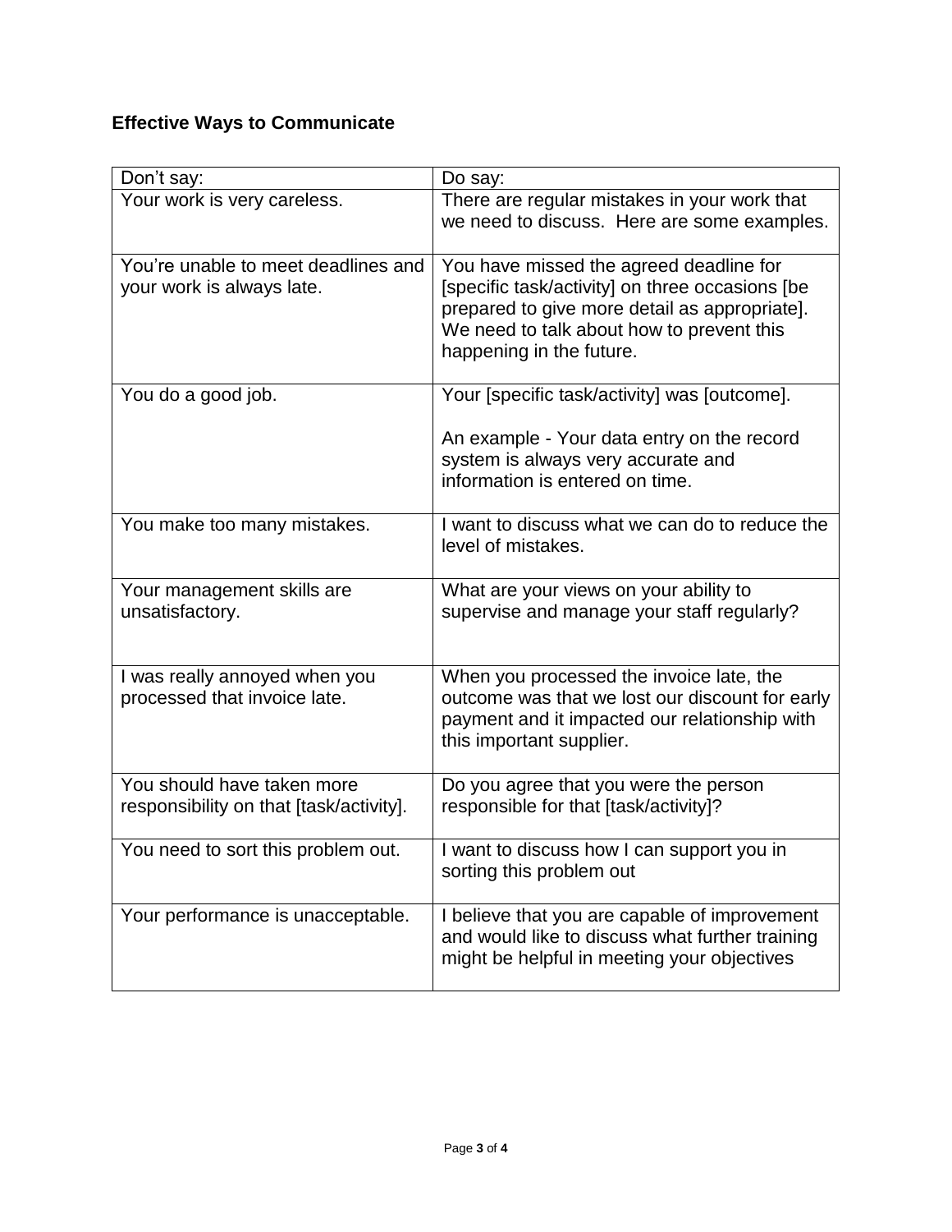**Effective Ways to Communicate**

| Don't say: | Do say: |
|---|---|
| Your work is very careless. | There are regular mistakes in your work that we need to discuss. Here are some examples. |
| You're unable to meet deadlines and your work is always late. | You have missed the agreed deadline for [specific task/activity] on three occasions [be prepared to give more detail as appropriate]. We need to talk about how to prevent this happening in the future. |
| You do a good job. | Your [specific task/activity] was [outcome].<br><br>An example - Your data entry on the record system is always very accurate and information is entered on time. |
| You make too many mistakes. | I want to discuss what we can do to reduce the level of mistakes. |
| Your management skills are unsatisfactory. | What are your views on your ability to supervise and manage your staff regularly? |
| I was really annoyed when you processed that invoice late. | When you processed the invoice late, the outcome was that we lost our discount for early payment and it impacted our relationship with this important supplier. |
| You should have taken more responsibility on that [task/activity]. | Do you agree that you were the person responsible for that [task/activity]? |
| You need to sort this problem out. | I want to discuss how I can support you in sorting this problem out |
| Your performance is unacceptable. | I believe that you are capable of improvement and would like to discuss what further training might be helpful in meeting your objectives |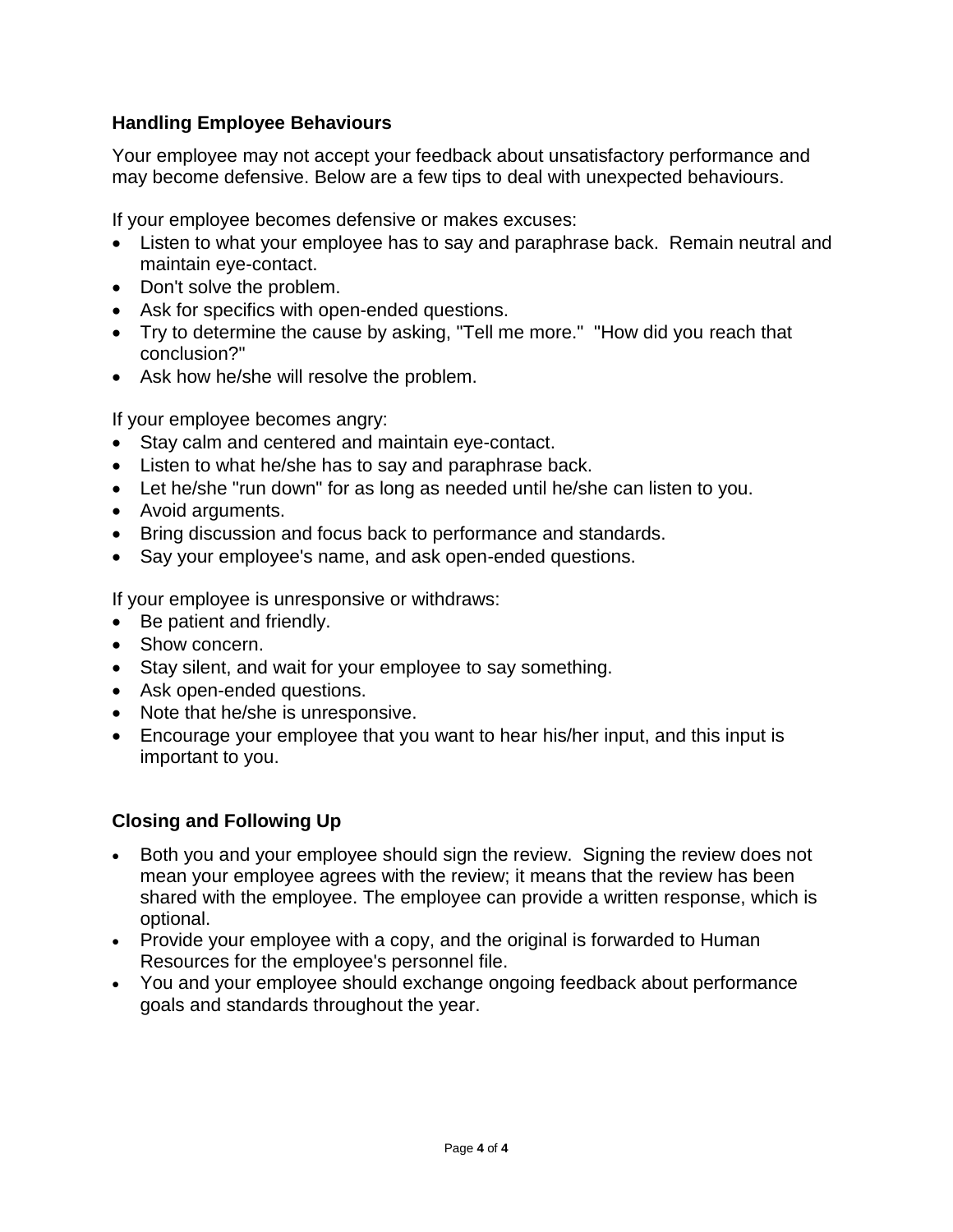## Handling Employee Behaviours

Your employee may not accept your feedback about unsatisfactory performance and may become defensive. Below are a few tips to deal with unexpected behaviours.

If your employee becomes defensive or makes excuses:

- Listen to what your employee has to say and paraphrase back. Remain neutral and maintain eye-contact.
- Don't solve the problem.
- Ask for specifics with open-ended questions.
- Try to determine the cause by asking, "Tell me more." "How did you reach that conclusion?"
- Ask how he/she will resolve the problem.

If your employee becomes angry:

- Stay calm and centered and maintain eye-contact.
- Listen to what he/she has to say and paraphrase back.
- Let he/she "run down" for as long as needed until he/she can listen to you.
- Avoid arguments.
- Bring discussion and focus back to performance and standards.
- Say your employee's name, and ask open-ended questions.

If your employee is unresponsive or withdraws:

- Be patient and friendly.
- Show concern.
- Stay silent, and wait for your employee to say something.
- Ask open-ended questions.
- Note that he/she is unresponsive.
- Encourage your employee that you want to hear his/her input, and this input is important to you.

## Closing and Following Up

- Both you and your employee should sign the review. Signing the review does not mean your employee agrees with the review; it means that the review has been shared with the employee. The employee can provide a written response, which is optional.
- Provide your employee with a copy, and the original is forwarded to Human Resources for the employee's personnel file.
- You and your employee should exchange ongoing feedback about performance goals and standards throughout the year.